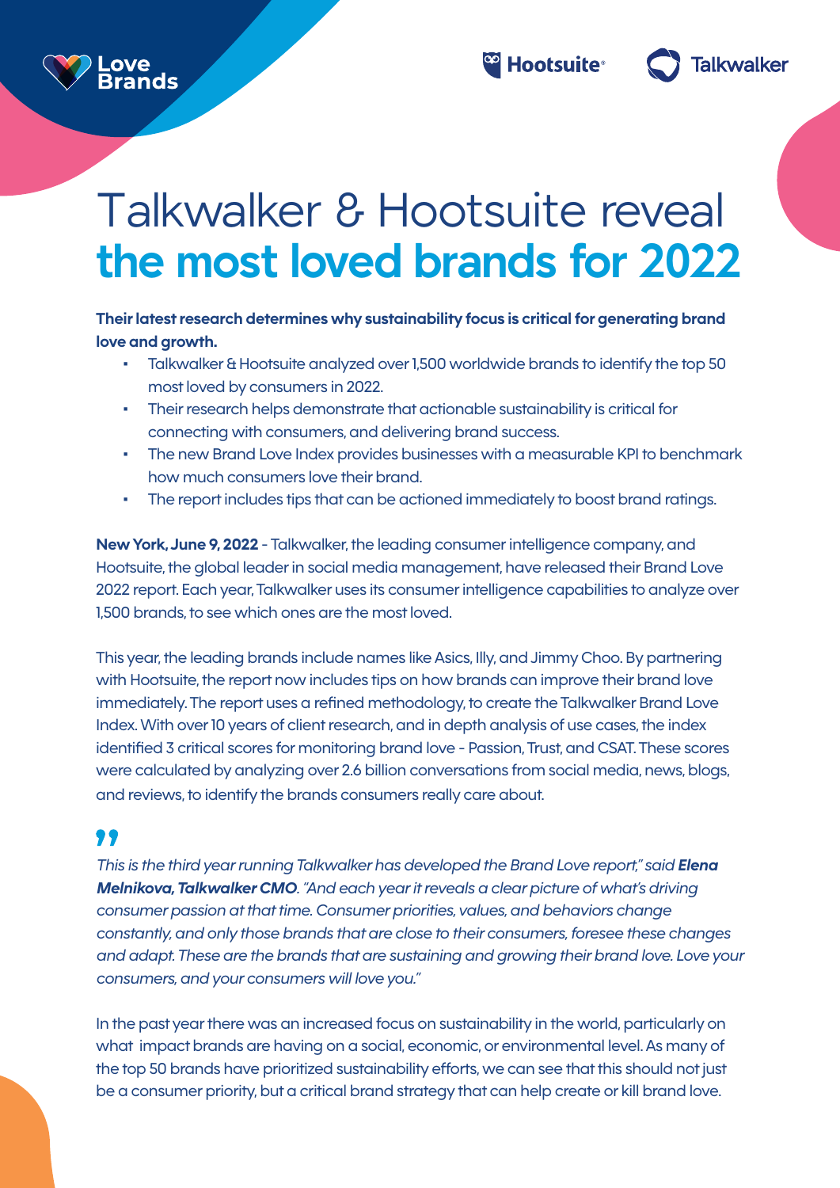Love Brands

Hootsuite Talkwalker

# Talkwalker & Hootsuite reveal **the most loved brands for 2022**

**Their latest research determines why sustainability focus is critical for generating brand love and growth.**

- Talkwalker & Hootsuite analyzed over 1,500 worldwide brands to identify the top 50 most loved by consumers in 2022.
- Their research helps demonstrate that actionable sustainability is critical for connecting with consumers, and delivering brand success.
- The new Brand Love Index provides businesses with a measurable KPI to benchmark how much consumers love their brand.
- The report includes tips that can be actioned immediately to boost brand ratings.

**New York, June 9, 2022** - Talkwalker, the leading consumer intelligence company, and Hootsuite, the global leader in social media management, have released their Brand Love 2022 report. Each year, Talkwalker uses its consumer intelligence capabilities to analyze over 1,500 brands, to see which ones are the most loved.

This year, the leading brands include names like Asics, Illy, and Jimmy Choo. By partnering with Hootsuite, the report now includes tips on how brands can improve their brand love immediately. The report uses a refined methodology, to create the Talkwalker Brand Love Index. With over 10 years of client research, and in depth analysis of use cases, the index identified 3 critical scores for monitoring brand love - Passion, Trust, and CSAT. These scores were calculated by analyzing over 2.6 billion conversations from social media, news, blogs, and reviews, to identify the brands consumers really care about.

"

*This is the third year running Talkwalker has developed the Brand Love report," said **Elena Melnikova, Talkwalker CMO**. "And each year it reveals a clear picture of what's driving consumer passion at that time. Consumer priorities, values, and behaviors change constantly, and only those brands that are close to their consumers, foresee these changes and adapt. These are the brands that are sustaining and growing their brand love. Love your consumers, and your consumers will love you."*

In the past year there was an increased focus on sustainability in the world, particularly on what impact brands are having on a social, economic, or environmental level. As many of the top 50 brands have prioritized sustainability efforts, we can see that this should not just be a consumer priority, but a critical brand strategy that can help create or kill brand love.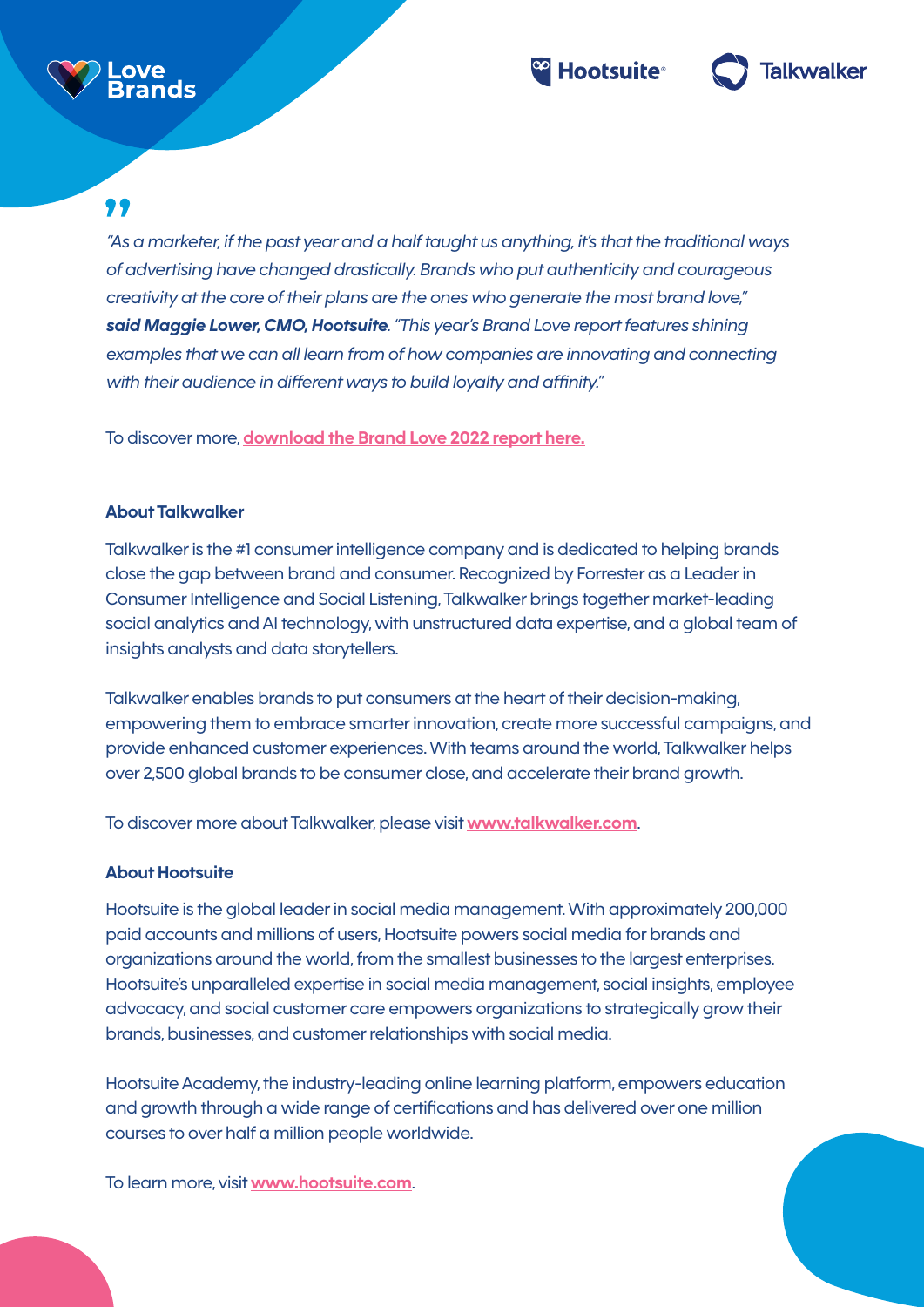*"As a marketer, if the past year and a half taught us anything, it's that the traditional ways of advertising have changed drastically. Brands who put authenticity and courageous creativity at the core of their plans are the ones who generate the most brand love,"* ***said Maggie Lower, CMO, Hootsuite****. "This year's Brand Love report features shining examples that we can all learn from of how companies are innovating and connecting with their audience in different ways to build loyalty and affinity."*

To discover more, **download the Brand Love 2022 report here.**

**About Talkwalker**

Talkwalker is the #1 consumer intelligence company and is dedicated to helping brands close the gap between brand and consumer. Recognized by Forrester as a Leader in Consumer Intelligence and Social Listening, Talkwalker brings together market-leading social analytics and AI technology, with unstructured data expertise, and a global team of insights analysts and data storytellers.

Talkwalker enables brands to put consumers at the heart of their decision-making, empowering them to embrace smarter innovation, create more successful campaigns, and provide enhanced customer experiences. With teams around the world, Talkwalker helps over 2,500 global brands to be consumer close, and accelerate their brand growth.

To discover more about Talkwalker, please visit **www.talkwalker.com**.

**About Hootsuite**

Hootsuite is the global leader in social media management. With approximately 200,000 paid accounts and millions of users, Hootsuite powers social media for brands and organizations around the world, from the smallest businesses to the largest enterprises. Hootsuite's unparalleled expertise in social media management, social insights, employee advocacy, and social customer care empowers organizations to strategically grow their brands, businesses, and customer relationships with social media.

Hootsuite Academy, the industry-leading online learning platform, empowers education and growth through a wide range of certifications and has delivered over one million courses to over half a million people worldwide.

To learn more, visit **www.hootsuite.com**.